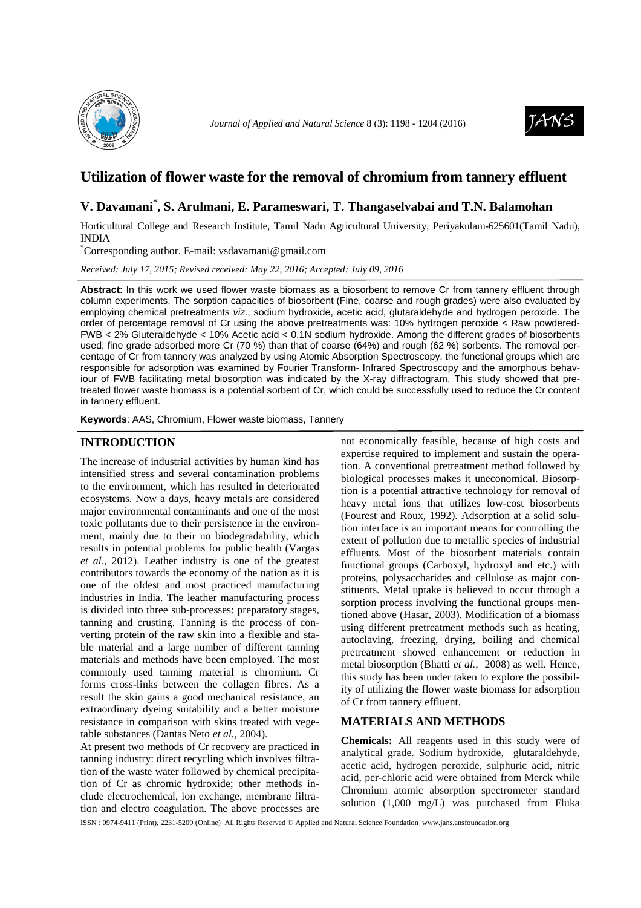# Utilization of flower waste for the removal of chromium from tannery effluent

## V. Davamani*, S. Arulmani, E. Parameswari, T. Thangaselvabai and T.N. Balamohan

Horticultural College and Research Institute, Tamil Nadu Agricultural University, Periyakulam-625601(Tamil Nadu), INDIA

*Corresponding author. E-mail: vsdavamani@gmail.com

*Received: July 17, 2015; Revised received: May 22, 2016; Accepted: July 09, 2016*

**Abstract**: In this work we used flower waste biomass as a biosorbent to remove Cr from tannery effluent through column experiments. The sorption capacities of biosorbent (Fine, coarse and rough grades) were also evaluated by employing chemical pretreatments *viz*., sodium hydroxide, acetic acid, glutaraldehyde and hydrogen peroxide. The order of percentage removal of Cr using the above pretreatments was: 10% hydrogen peroxide < Raw powdered-FWB < 2% Gluteraldehyde < 10% Acetic acid < 0.1N sodium hydroxide. Among the different grades of biosorbents used, fine grade adsorbed more Cr (70 %) than that of coarse (64%) and rough (62 %) sorbents. The removal percentage of Cr from tannery was analyzed by using Atomic Absorption Spectroscopy, the functional groups which are responsible for adsorption was examined by Fourier Transform- Infrared Spectroscopy and the amorphous behaviour of FWB facilitating metal biosorption was indicated by the X-ray diffractogram. This study showed that pretreated flower waste biomass is a potential sorbent of Cr, which could be successfully used to reduce the Cr content in tannery effluent.

**Keywords**: AAS, Chromium, Flower waste biomass, Tannery

## INTRODUCTION

The increase of industrial activities by human kind has intensified stress and several contamination problems to the environment, which has resulted in deteriorated ecosystems. Now a days, heavy metals are considered major environmental contaminants and one of the most toxic pollutants due to their persistence in the environment, mainly due to their no biodegradability, which results in potential problems for public health (Vargas *et al*., 2012). Leather industry is one of the greatest contributors towards the economy of the nation as it is one of the oldest and most practiced manufacturing industries in India. The leather manufacturing process is divided into three sub-processes: preparatory stages, tanning and crusting. Tanning is the process of converting protein of the raw skin into a flexible and stable material and a large number of different tanning materials and methods have been employed. The most commonly used tanning material is chromium. Cr forms cross-links between the collagen fibres. As a result the skin gains a good mechanical resistance, an extraordinary dyeing suitability and a better moisture resistance in comparison with skins treated with vegetable substances (Dantas Neto *et al.*, 2004).

At present two methods of Cr recovery are practiced in tanning industry: direct recycling which involves filtration of the waste water followed by chemical precipitation of Cr as chromic hydroxide; other methods include electrochemical, ion exchange, membrane filtration and electro coagulation. The above processes are not economically feasible, because of high costs and expertise required to implement and sustain the operation. A conventional pretreatment method followed by biological processes makes it uneconomical. Biosorption is a potential attractive technology for removal of heavy metal ions that utilizes low-cost biosorbents (Fourest and Roux, 1992). Adsorption at a solid solution interface is an important means for controlling the extent of pollution due to metallic species of industrial effluents. Most of the biosorbent materials contain functional groups (Carboxyl, hydroxyl and etc.) with proteins, polysaccharides and cellulose as major constituents. Metal uptake is believed to occur through a sorption process involving the functional groups mentioned above (Hasar, 2003). Modification of a biomass using different pretreatment methods such as heating, autoclaving, freezing, drying, boiling and chemical pretreatment showed enhancement or reduction in metal biosorption (Bhatti *et al.,* 2008) as well. Hence, this study has been under taken to explore the possibility of utilizing the flower waste biomass for adsorption of Cr from tannery effluent.

## MATERIALS AND METHODS

**Chemicals:** All reagents used in this study were of analytical grade. Sodium hydroxide, glutaraldehyde, acetic acid, hydrogen peroxide, sulphuric acid, nitric acid, per-chloric acid were obtained from Merck while Chromium atomic absorption spectrometer standard solution (1,000 mg/L) was purchased from Fluka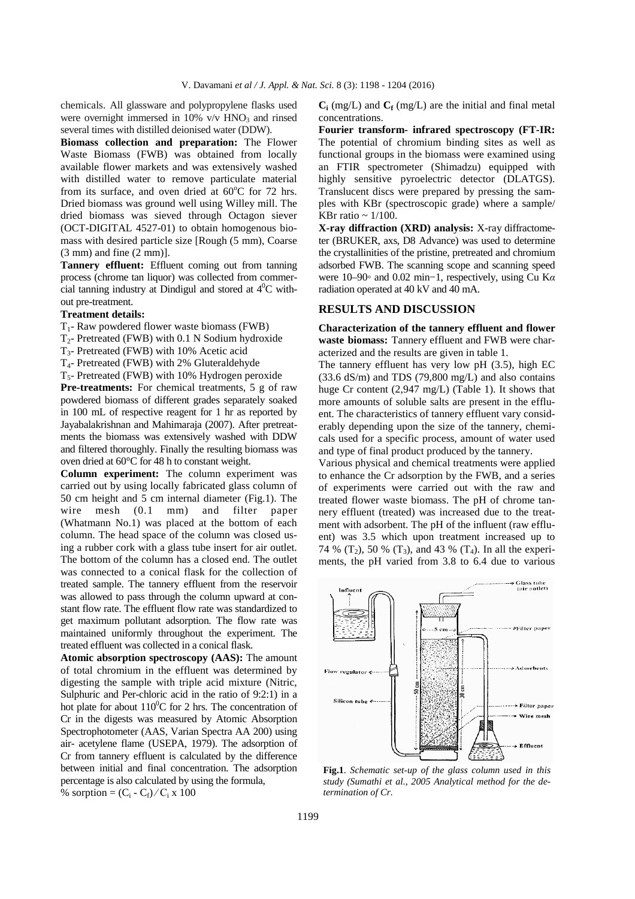chemicals. All glassware and polypropylene flasks used were overnight immersed in 10% v/v $HNO_3$ and rinsed several times with distilled deionised water (DDW).

**Biomass collection and preparation:** The Flower Waste Biomass (FWB) was obtained from locally available flower markets and was extensively washed with distilled water to remove particulate material from its surface, and oven dried at 60$^o$C for 72 hrs. Dried biomass was ground well using Willey mill. The dried biomass was sieved through Octagon siever (OCT-DIGITAL 4527-01) to obtain homogenous biomass with desired particle size [Rough (5 mm), Coarse (3 mm) and fine (2 mm)].

**Tannery effluent:** Effluent coming out from tanning process (chrome tan liquor) was collected from commercial tanning industry at Dindigul and stored at 4$^0$C without pre-treatment.

**Treatment details:**

$T_1$- Raw powdered flower waste biomass (FWB)
$T_2$- Pretreated (FWB) with 0.1 N Sodium hydroxide
$T_3$- Pretreated (FWB) with 10% Acetic acid
$T_4$- Pretreated (FWB) with 2% Gluteraldehyde
$T_5$- Pretreated (FWB) with 10% Hydrogen peroxide

**Pre-treatments:** For chemical treatments, 5 g of raw powdered biomass of different grades separately soaked in 100 mL of respective reagent for 1 hr as reported by Jayabalakrishnan and Mahimaraja (2007). After pretreatments the biomass was extensively washed with DDW and filtered thoroughly. Finally the resulting biomass was oven dried at 60°C for 48 h to constant weight.

**Column experiment:** The column experiment was carried out by using locally fabricated glass column of 50 cm height and 5 cm internal diameter (Fig.1). The wire mesh (0.1 mm) and filter paper (Whatmann No.1) was placed at the bottom of each column. The head space of the column was closed using a rubber cork with a glass tube insert for air outlet. The bottom of the column has a closed end. The outlet was connected to a conical flask for the collection of treated sample. The tannery effluent from the reservoir was allowed to pass through the column upward at constant flow rate. The effluent flow rate was standardized to get maximum pollutant adsorption. The flow rate was maintained uniformly throughout the experiment. The treated effluent was collected in a conical flask.

**Atomic absorption spectroscopy (AAS):** The amount of total chromium in the effluent was determined by digesting the sample with triple acid mixture (Nitric, Sulphuric and Per-chloric acid in the ratio of 9:2:1) in a hot plate for about 110$^0$C for 2 hrs. The concentration of Cr in the digests was measured by Atomic Absorption Spectrophotometer (AAS, Varian Spectra AA 200) using air- acetylene flame (USEPA, 1979). The adsorption of Cr from tannery effluent is calculated by the difference between initial and final concentration. The adsorption percentage is also calculated by using the formula,

$$\% \text{ sorption} = (C_i - C_f) / C_i \times 100$$

$\mathbf{C_i}$ (mg/L) and $\mathbf{C_f}$ (mg/L) are the initial and final metal concentrations.

**Fourier transform- infrared spectroscopy (FT-IR:** The potential of chromium binding sites as well as functional groups in the biomass were examined using an FTIR spectrometer (Shimadzu) equipped with highly sensitive pyroelectric detector (DLATGS). Translucent discs were prepared by pressing the samples with KBr (spectroscopic grade) where a sample/ KBr ratio ~ 1/100.

**X-ray diffraction (XRD) analysis:** X-ray diffractometer (BRUKER, axs, D8 Advance) was used to determine the crystallinities of the pristine, pretreated and chromium adsorbed FWB. The scanning scope and scanning speed were 10–90◦ and 0.02 min−1, respectively, using Cu K$\alpha$ radiation operated at 40 kV and 40 mA.

## RESULTS AND DISCUSSION

**Characterization of the tannery effluent and flower waste biomass:** Tannery effluent and FWB were characterized and the results are given in table 1.

The tannery effluent has very low pH (3.5), high EC (33.6 dS/m) and TDS (79,800 mg/L) and also contains huge Cr content (2,947 mg/L) (Table 1). It shows that more amounts of soluble salts are present in the effluent. The characteristics of tannery effluent vary considerably depending upon the size of the tannery, chemicals used for a specific process, amount of water used and type of final product produced by the tannery.

Various physical and chemical treatments were applied to enhance the Cr adsorption by the FWB, and a series of experiments were carried out with the raw and treated flower waste biomass. The pH of chrome tannery effluent (treated) was increased due to the treatment with adsorbent. The pH of the influent (raw effluent) was 3.5 which upon treatment increased up to 74 % ($T_2$), 50 % ($T_3$), and 43 % ($T_4$). In all the experiments, the pH varied from 3.8 to 6.4 due to various

**Fig.1**. *Schematic set-up of the glass column used in this study (Sumathi et al., 2005 Analytical method for the determination of Cr.*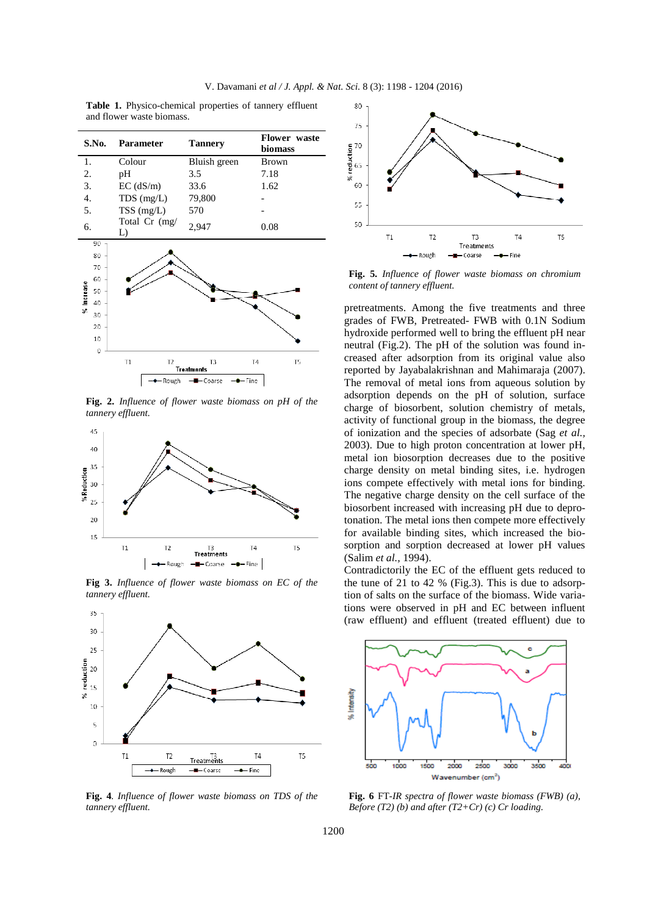**Table 1.** Physico-chemical properties of tannery effluent and flower waste biomass.

| S.No. | Parameter | Tannery | Flower waste biomass |
|---|---|---|---|
| 1. | Colour | Bluish green | Brown |
| 2. | pH | 3.5 | 7.18 |
| 3. | EC (dS/m) | 33.6 | 1.62 |
| 4. | TDS (mg/L) | 79,800 | - |
| 5. | TSS (mg/L) | 570 | - |
| 6. | Total Cr (mg/L) | 2,947 | 0.08 |

**Fig. 2.** *Influence of flower waste biomass on pH of the tannery effluent.*

**Fig 3.** *Influence of flower waste biomass on EC of the tannery effluent.*

**Fig. 4**. *Influence of flower waste biomass on TDS of the tannery effluent.*

**Fig. 5.** *Influence of flower waste biomass on chromium content of tannery effluent.*

pretreatments. Among the five treatments and three grades of FWB, Pretreated- FWB with 0.1N Sodium hydroxide performed well to bring the effluent pH near neutral (Fig.2). The pH of the solution was found increased after adsorption from its original value also reported by Jayabalakrishnan and Mahimaraja (2007). The removal of metal ions from aqueous solution by adsorption depends on the pH of solution, surface charge of biosorbent, solution chemistry of metals, activity of functional group in the biomass, the degree of ionization and the species of adsorbate (Sag *et al.*, 2003). Due to high proton concentration at lower pH, metal ion biosorption decreases due to the positive charge density on metal binding sites, i.e. hydrogen ions compete effectively with metal ions for binding. The negative charge density on the cell surface of the biosorbent increased with increasing pH due to deprotonation. The metal ions then compete more effectively for available binding sites, which increased the biosorption and sorption decreased at lower pH values (Salim *et al.*, 1994).

Contradictorily the EC of the effluent gets reduced to the tune of 21 to 42 % (Fig.3). This is due to adsorption of salts on the surface of the biomass. Wide variations were observed in pH and EC between influent (raw effluent) and effluent (treated effluent) due to

**Fig. 6** FT-*IR spectra of flower waste biomass (FWB) (a), Before (T2) (b) and after (T2+Cr) (c) Cr loading.*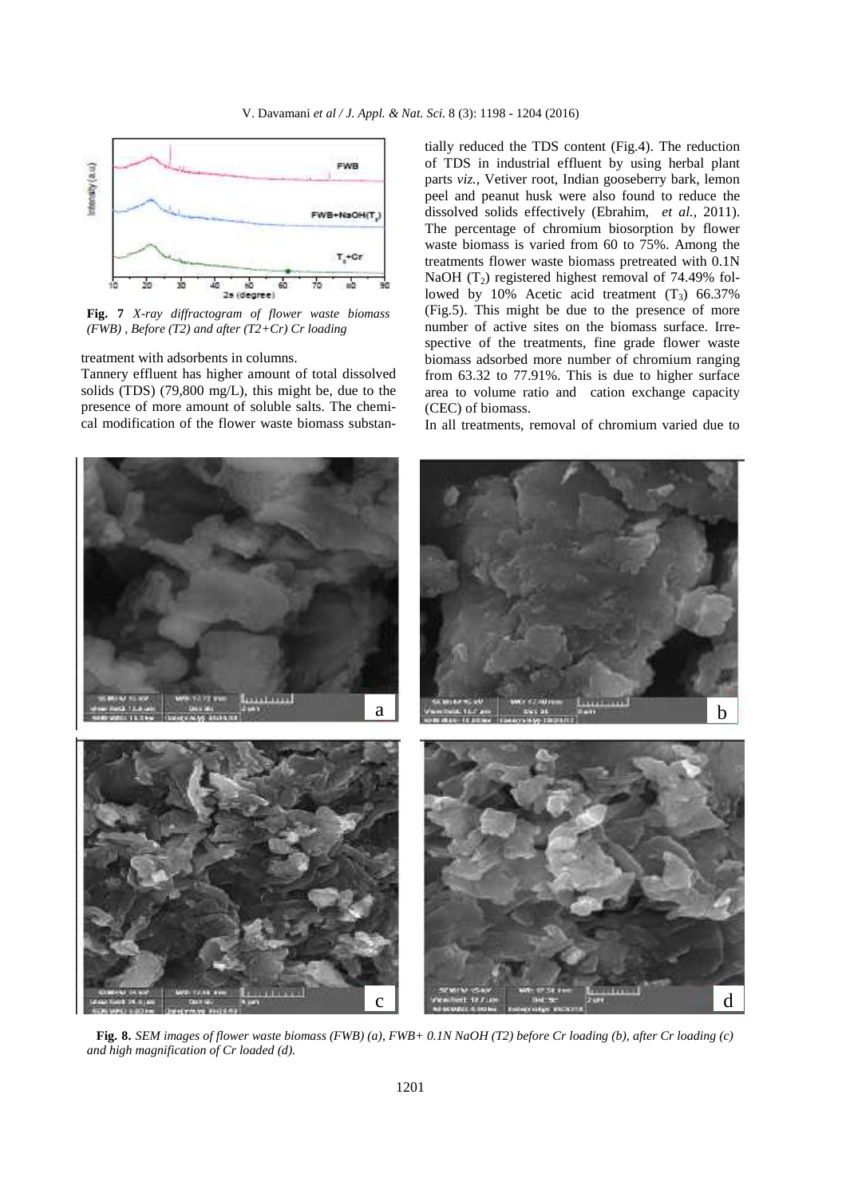Fig. 7 *X-ray diffractogram of flower waste biomass (FWB) , Before (T2) and after (T2+Cr) Cr loading*

treatment with adsorbents in columns.

Tannery effluent has higher amount of total dissolved solids (TDS) (79,800 mg/L), this might be, due to the presence of more amount of soluble salts. The chemical modification of the flower waste biomass substantially reduced the TDS content (Fig.4). The reduction of TDS in industrial effluent by using herbal plant parts *viz.,* Vetiver root, Indian gooseberry bark, lemon peel and peanut husk were also found to reduce the dissolved solids effectively (Ebrahim, *et al.,* 2011). The percentage of chromium biosorption by flower waste biomass is varied from 60 to 75%. Among the treatments flower waste biomass pretreated with 0.1N NaOH ($T_2$) registered highest removal of 74.49% followed by 10% Acetic acid treatment ($T_3$) 66.37% (Fig.5). This might be due to the presence of more number of active sites on the biomass surface. Irrespective of the treatments, fine grade flower waste biomass adsorbed more number of chromium ranging from 63.32 to 77.91%. This is due to higher surface area to volume ratio and cation exchange capacity (CEC) of biomass.

In all treatments, removal of chromium varied due to

**Fig. 8.** *SEM images of flower waste biomass (FWB) (a), FWB+ 0.1N NaOH (T2) before Cr loading (b), after Cr loading (c) and high magnification of Cr loaded (d).*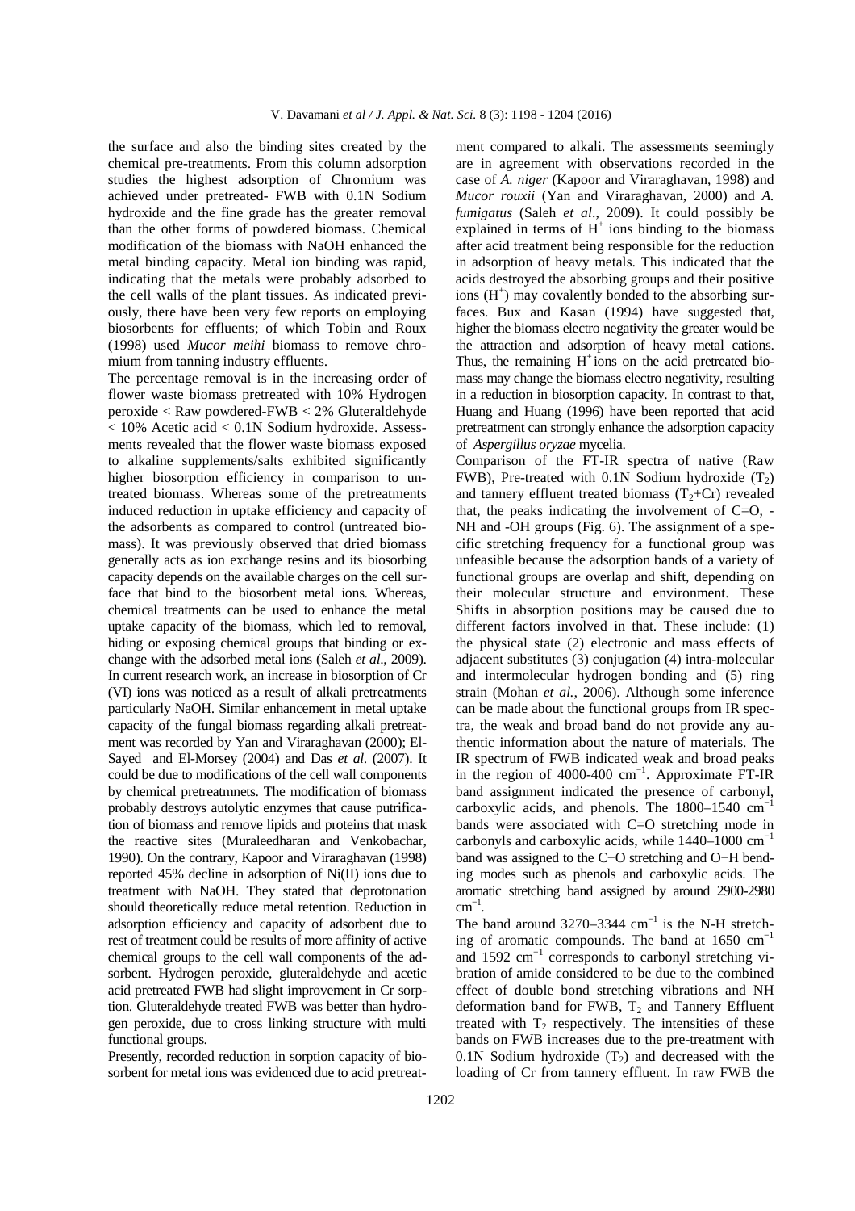the surface and also the binding sites created by the chemical pre-treatments. From this column adsorption studies the highest adsorption of Chromium was achieved under pretreated- FWB with 0.1N Sodium hydroxide and the fine grade has the greater removal than the other forms of powdered biomass. Chemical modification of the biomass with NaOH enhanced the metal binding capacity. Metal ion binding was rapid, indicating that the metals were probably adsorbed to the cell walls of the plant tissues. As indicated previously, there have been very few reports on employing biosorbents for effluents; of which Tobin and Roux (1998) used *Mucor meihi* biomass to remove chromium from tanning industry effluents.

The percentage removal is in the increasing order of flower waste biomass pretreated with 10% Hydrogen peroxide < Raw powdered-FWB < 2% Gluteraldehyde < 10% Acetic acid < 0.1N Sodium hydroxide. Assessments revealed that the flower waste biomass exposed to alkaline supplements/salts exhibited significantly higher biosorption efficiency in comparison to untreated biomass. Whereas some of the pretreatments induced reduction in uptake efficiency and capacity of the adsorbents as compared to control (untreated biomass). It was previously observed that dried biomass generally acts as ion exchange resins and its biosorbing capacity depends on the available charges on the cell surface that bind to the biosorbent metal ions. Whereas, chemical treatments can be used to enhance the metal uptake capacity of the biomass, which led to removal, hiding or exposing chemical groups that binding or exchange with the adsorbed metal ions (Saleh *et al*., 2009). In current research work, an increase in biosorption of Cr (VI) ions was noticed as a result of alkali pretreatments particularly NaOH. Similar enhancement in metal uptake capacity of the fungal biomass regarding alkali pretreatment was recorded by Yan and Viraraghavan (2000); El-Sayed and El-Morsey (2004) and Das *et al.* (2007). It could be due to modifications of the cell wall components by chemical pretreatmnets. The modification of biomass probably destroys autolytic enzymes that cause putrification of biomass and remove lipids and proteins that mask the reactive sites (Muraleedharan and Venkobachar, 1990). On the contrary, Kapoor and Viraraghavan (1998) reported 45% decline in adsorption of Ni(II) ions due to treatment with NaOH. They stated that deprotonation should theoretically reduce metal retention. Reduction in adsorption efficiency and capacity of adsorbent due to rest of treatment could be results of more affinity of active chemical groups to the cell wall components of the adsorbent. Hydrogen peroxide, gluteraldehyde and acetic acid pretreated FWB had slight improvement in Cr sorption. Gluteraldehyde treated FWB was better than hydrogen peroxide, due to cross linking structure with multi functional groups.

Presently, recorded reduction in sorption capacity of biosorbent for metal ions was evidenced due to acid pretreatment compared to alkali. The assessments seemingly are in agreement with observations recorded in the case of *A. niger* (Kapoor and Viraraghavan, 1998) and *Mucor rouxii* (Yan and Viraraghavan, 2000) and *A. fumigatus* (Saleh *et al*., 2009). It could possibly be explained in terms of $H^+$ ions binding to the biomass after acid treatment being responsible for the reduction in adsorption of heavy metals. This indicated that the acids destroyed the absorbing groups and their positive ions ($H^+$) may covalently bonded to the absorbing surfaces. Bux and Kasan (1994) have suggested that, higher the biomass electro negativity the greater would be the attraction and adsorption of heavy metal cations. Thus, the remaining $H^+$ ions on the acid pretreated biomass may change the biomass electro negativity, resulting in a reduction in biosorption capacity. In contrast to that, Huang and Huang (1996) have been reported that acid pretreatment can strongly enhance the adsorption capacity of *Aspergillus oryzae* mycelia.

Comparison of the FT-IR spectra of native (Raw FWB), Pre-treated with 0.1N Sodium hydroxide ($T_2$) and tannery effluent treated biomass ($T_2$+Cr) revealed that, the peaks indicating the involvement of C=O, -NH and -OH groups (Fig. 6). The assignment of a specific stretching frequency for a functional group was unfeasible because the adsorption bands of a variety of functional groups are overlap and shift, depending on their molecular structure and environment. These Shifts in absorption positions may be caused due to different factors involved in that. These include: (1) the physical state (2) electronic and mass effects of adjacent substitutes (3) conjugation (4) intra-molecular and intermolecular hydrogen bonding and (5) ring strain (Mohan *et al.,* 2006). Although some inference can be made about the functional groups from IR spectra, the weak and broad band do not provide any authentic information about the nature of materials. The IR spectrum of FWB indicated weak and broad peaks in the region of 4000-400 $cm^{-1}$. Approximate FT-IR band assignment indicated the presence of carbonyl, carboxylic acids, and phenols. The 1800–1540 $cm^{-1}$ bands were associated with C=O stretching mode in carbonyls and carboxylic acids, while 1440–1000 $cm^{-1}$ band was assigned to the C−O stretching and O−H bending modes such as phenols and carboxylic acids. The aromatic stretching band assigned by around 2900-2980 $cm^{-1}$.

The band around 3270–3344 $cm^{-1}$ is the N-H stretching of aromatic compounds. The band at 1650 $cm^{-1}$ and 1592 $cm^{-1}$ corresponds to carbonyl stretching vibration of amide considered to be due to the combined effect of double bond stretching vibrations and NH deformation band for FWB, $T_2$ and Tannery Effluent treated with $T_2$ respectively. The intensities of these bands on FWB increases due to the pre-treatment with 0.1N Sodium hydroxide ($T_2$) and decreased with the loading of Cr from tannery effluent. In raw FWB the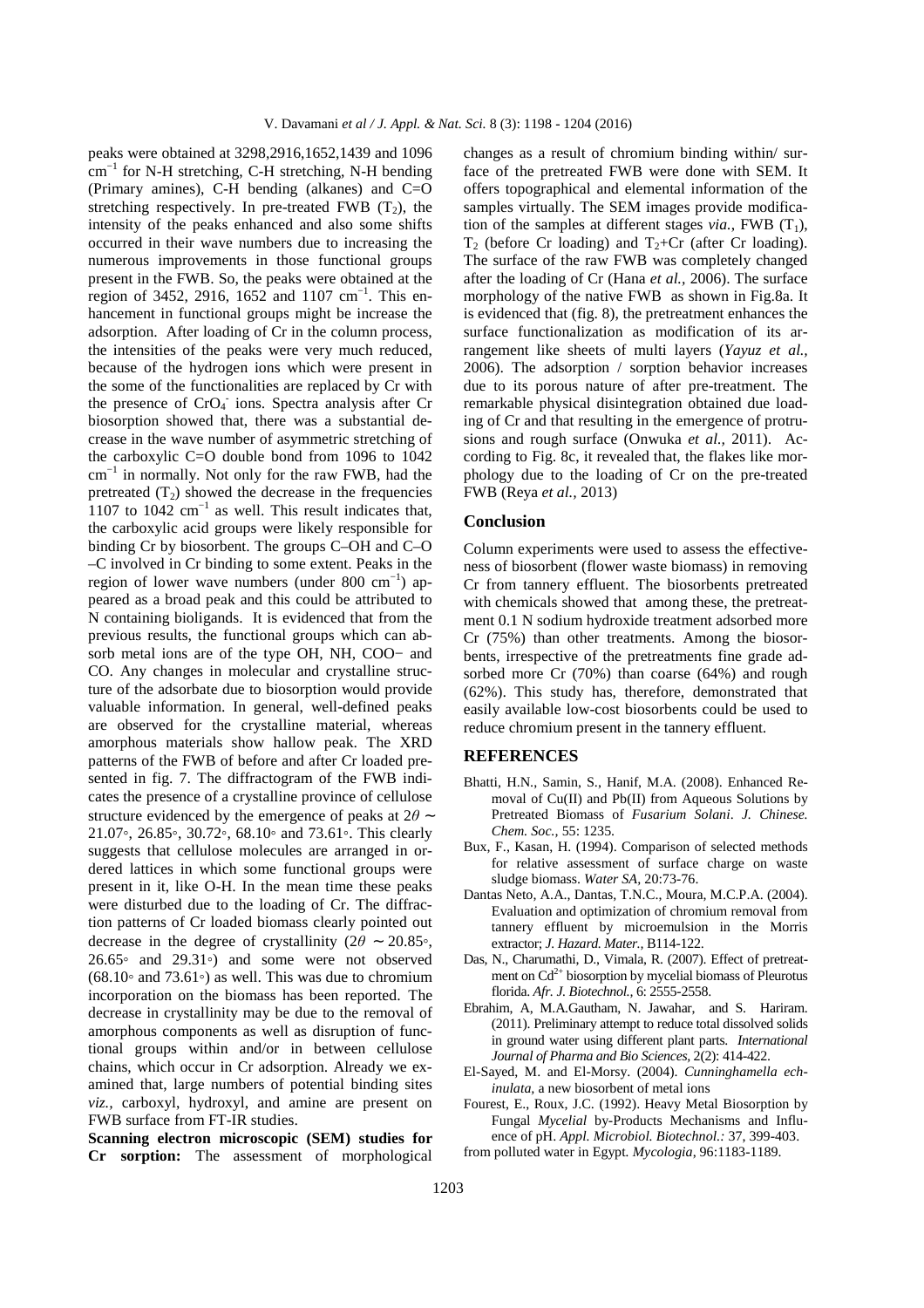peaks were obtained at 3298,2916,1652,1439 and 1096 $cm^{-1}$ for N-H stretching, C-H stretching, N-H bending (Primary amines), C-H bending (alkanes) and C=O stretching respectively. In pre-treated FWB ($T_2$), the intensity of the peaks enhanced and also some shifts occurred in their wave numbers due to increasing the numerous improvements in those functional groups present in the FWB. So, the peaks were obtained at the region of 3452, 2916, 1652 and 1107 $cm^{-1}$. This enhancement in functional groups might be increase the adsorption. After loading of Cr in the column process, the intensities of the peaks were very much reduced, because of the hydrogen ions which were present in the some of the functionalities are replaced by Cr with the presence of $CrO_4^-$ ions. Spectra analysis after Cr biosorption showed that, there was a substantial decrease in the wave number of asymmetric stretching of the carboxylic C=O double bond from 1096 to 1042 $cm^{-1}$ in normally. Not only for the raw FWB, had the pretreated ($T_2$) showed the decrease in the frequencies 1107 to 1042 $cm^{-1}$ as well. This result indicates that, the carboxylic acid groups were likely responsible for binding Cr by biosorbent. The groups C–OH and C–O –C involved in Cr binding to some extent. Peaks in the region of lower wave numbers (under 800 $cm^{-1}$) appeared as a broad peak and this could be attributed to N containing bioligands. It is evidenced that from the previous results, the functional groups which can absorb metal ions are of the type OH, NH, COO− and CO. Any changes in molecular and crystalline structure of the adsorbate due to biosorption would provide valuable information. In general, well-defined peaks are observed for the crystalline material, whereas amorphous materials show hallow peak. The XRD patterns of the FWB of before and after Cr loaded presented in fig. 7. The diffractogram of the FWB indicates the presence of a crystalline province of cellulose structure evidenced by the emergence of peaks at $2\theta \sim$ 21.07◦, 26.85◦, 30.72◦, 68.10◦ and 73.61◦. This clearly suggests that cellulose molecules are arranged in ordered lattices in which some functional groups were present in it, like O-H. In the mean time these peaks were disturbed due to the loading of Cr. The diffraction patterns of Cr loaded biomass clearly pointed out decrease in the degree of crystallinity ($2\theta \sim$ 20.85◦, 26.65◦ and 29.31◦) and some were not observed (68.10◦ and 73.61◦) as well. This was due to chromium incorporation on the biomass has been reported. The decrease in crystallinity may be due to the removal of amorphous components as well as disruption of functional groups within and/or in between cellulose chains, which occur in Cr adsorption. Already we examined that, large numbers of potential binding sites *viz.*, carboxyl, hydroxyl, and amine are present on FWB surface from FT-IR studies.

**Scanning electron microscopic (SEM) studies for Cr sorption:** The assessment of morphological changes as a result of chromium binding within/ surface of the pretreated FWB were done with SEM. It offers topographical and elemental information of the samples virtually. The SEM images provide modification of the samples at different stages *via.*, FWB ($T_1$), $T_2$ (before Cr loading) and $T_2$+Cr (after Cr loading). The surface of the raw FWB was completely changed after the loading of Cr (Hana *et al.,* 2006). The surface morphology of the native FWB as shown in Fig.8a. It is evidenced that (fig. 8), the pretreatment enhances the surface functionalization as modification of its arrangement like sheets of multi layers (*Yayuz et al.,* 2006). The adsorption / sorption behavior increases due to its porous nature of after pre-treatment. The remarkable physical disintegration obtained due loading of Cr and that resulting in the emergence of protrusions and rough surface (Onwuka *et al.,* 2011). According to Fig. 8c, it revealed that, the flakes like morphology due to the loading of Cr on the pre-treated FWB (Reya *et al.,* 2013)

## Conclusion

Column experiments were used to assess the effectiveness of biosorbent (flower waste biomass) in removing Cr from tannery effluent. The biosorbents pretreated with chemicals showed that among these, the pretreatment 0.1 N sodium hydroxide treatment adsorbed more Cr (75%) than other treatments. Among the biosorbents, irrespective of the pretreatments fine grade adsorbed more Cr (70%) than coarse (64%) and rough (62%). This study has, therefore, demonstrated that easily available low-cost biosorbents could be used to reduce chromium present in the tannery effluent.

## REFERENCES

Bhatti, H.N., Samin, S., Hanif, M.A. (2008). Enhanced Removal of Cu(II) and Pb(II) from Aqueous Solutions by Pretreated Biomass of *Fusarium Solani*. *J. Chinese. Chem. Soc.*, 55: 1235.

Bux, F., Kasan, H. (1994). Comparison of selected methods for relative assessment of surface charge on waste sludge biomass. *Water SA*, 20:73-76.

Dantas Neto, A.A., Dantas, T.N.C., Moura, M.C.P.A. (2004). Evaluation and optimization of chromium removal from tannery effluent by microemulsion in the Morris extractor; *J. Hazard. Mater.,* B114-122.

Das, N., Charumathi, D., Vimala, R. (2007). Effect of pretreatment on $Cd^{2+}$ biosorption by mycelial biomass of Pleurotus florida. *Afr. J. Biotechnol.,* 6: 2555-2558.

Ebrahim, A, M.A.Gautham, N. Jawahar, and S. Hariram. (2011). Preliminary attempt to reduce total dissolved solids in ground water using different plant parts. *International Journal of Pharma and Bio Sciences*, 2(2): 414-422.

El-Sayed, M. and El-Morsy. (2004). *Cunninghamella echinulata,* a new biosorbent of metal ions

Fourest, E., Roux, J.C. (1992). Heavy Metal Biosorption by Fungal *Mycelial* by-Products Mechanisms and Influence of pH. *Appl. Microbiol. Biotechnol.:* 37, 399-403.

from polluted water in Egypt. *Mycologia*, 96:1183-1189.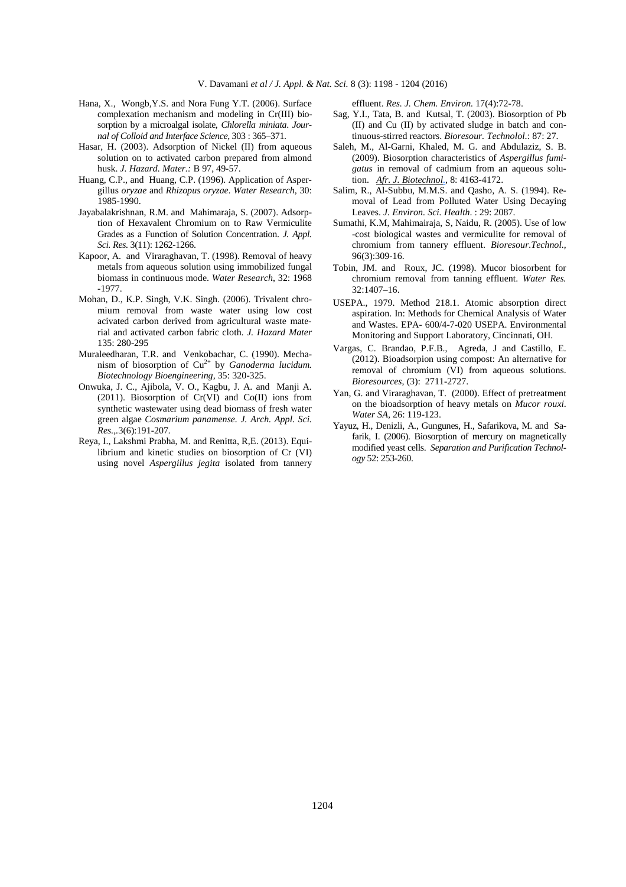Hana, X., Wongb,Y.S. and Nora Fung Y.T. (2006). Surface complexation mechanism and modeling in Cr(III) biosorption by a microalgal isolate, *Chlorella miniata*. *Journal of Colloid and Interface Science*, 303 : 365–371.

Hasar, H. (2003). Adsorption of Nickel (II) from aqueous solution on to activated carbon prepared from almond husk. *J. Hazard. Mater.*: B 97, 49-57.

Huang, C.P., and Huang, C.P. (1996). Application of Aspergillus *oryzae* and *Rhizopus oryzae*. *Water Research*, 30: 1985-1990.

Jayabalakrishnan, R.M. and Mahimaraja, S. (2007). Adsorption of Hexavalent Chromium on to Raw Vermiculite Grades as a Function of Solution Concentration. *J. Appl. Sci. Res.* 3(11): 1262-1266.

Kapoor, A. and Viraraghavan, T. (1998). Removal of heavy metals from aqueous solution using immobilized fungal biomass in continuous mode. *Water Research*, 32: 1968 -1977.

Mohan, D., K.P. Singh, V.K. Singh. (2006). Trivalent chromium removal from waste water using low cost acivated carbon derived from agricultural waste material and activated carbon fabric cloth. *J. Hazard Mater* 135: 280-295

Muraleedharan, T.R. and Venkobachar, C. (1990). Mechanism of biosorption of $Cu^{2+}$ by *Ganoderma lucidum. Biotechnology Bioengineering*, 35: 320-325.

Onwuka, J. C., Ajibola, V. O., Kagbu, J. A. and Manji A. (2011). Biosorption of Cr(VI) and Co(II) ions from synthetic wastewater using dead biomass of fresh water green algae *Cosmarium panamense*. *J. Arch. Appl. Sci. Res.*,.3(6):191-207.

Reya, I., Lakshmi Prabha, M. and Renitta, R,E. (2013). Equilibrium and kinetic studies on biosorption of Cr (VI) using novel *Aspergillus jegita* isolated from tannery effluent. *Res. J. Chem. Environ.* 17(4):72-78.

Sag, Y.I., Tata, B. and Kutsal, T. (2003). Biosorption of Pb (II) and Cu (II) by activated sludge in batch and continuous-stirred reactors. *Bioresour. Technolol.*: 87: 27.

Saleh, M., Al-Garni, Khaled, M. G. and Abdulaziz, S. B. (2009). Biosorption characteristics of *Aspergillus fumigatus* in removal of cadmium from an aqueous solution. *Afr. J. Biotechnol.*, 8: 4163-4172.

Salim, R., Al-Subbu, M.M.S. and Qasho, A. S. (1994). Removal of Lead from Polluted Water Using Decaying Leaves. *J. Environ. Sci. Health.* : 29: 2087.

Sumathi, K.M, Mahimairaja, S, Naidu, R. (2005). Use of low -cost biological wastes and vermiculite for removal of chromium from tannery effluent. *Bioresour.Technol.*, 96(3):309-16.

Tobin, JM. and Roux, JC. (1998). Mucor biosorbent for chromium removal from tanning effluent. *Water Res.* 32:1407–16.

USEPA., 1979. Method 218.1. Atomic absorption direct aspiration. In: Methods for Chemical Analysis of Water and Wastes. EPA- 600/4-7-020 USEPA. Environmental Monitoring and Support Laboratory, Cincinnati, OH.

Vargas, C. Brandao, P.F.B., Agreda, J and Castillo, E. (2012). Bioadsorpion using compost: An alternative for removal of chromium (VI) from aqueous solutions. *Bioresources*, (3): 2711-2727.

Yan, G. and Viraraghavan, T. (2000). Effect of pretreatment on the bioadsorption of heavy metals on *Mucor rouxi*. *Water SA*, 26: 119-123.

Yayuz, H., Denizli, A., Gungunes, H., Safarikova, M. and Safarik, I. (2006). Biosorption of mercury on magnetically modified yeast cells. *Separation and Purification Technology* 52: 253-260.